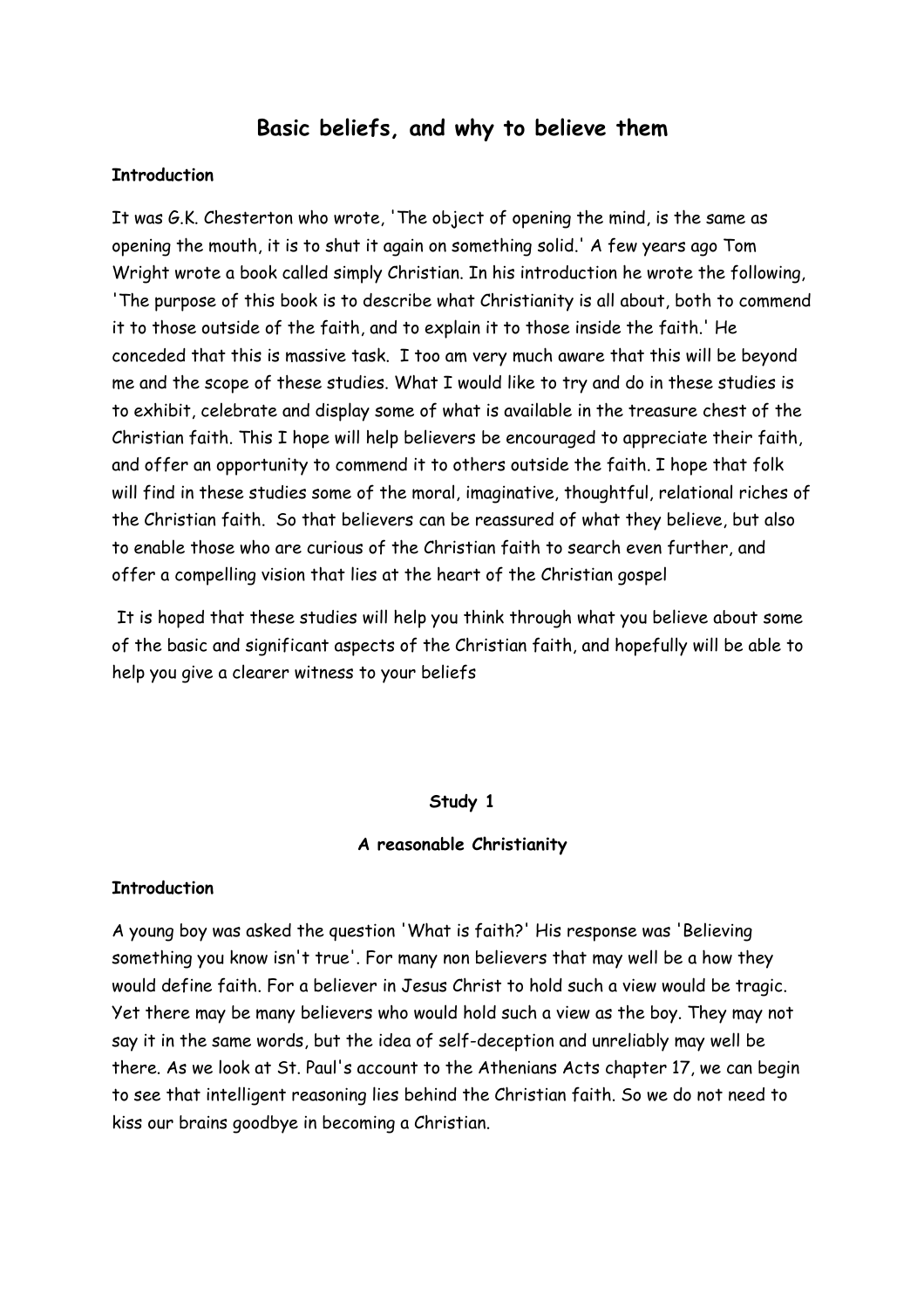# Basic beliefs, and why to believe them

**Introduction**

It was G.K. Chesterton who wrote, 'The object of opening the mind, is the same as opening the mouth, it is to shut it again on something solid.' A few years ago Tom Wright wrote a book called simply Christian. In his introduction he wrote the following, 'The purpose of this book is to describe what Christianity is all about, both to commend it to those outside of the faith, and to explain it to those inside the faith.' He conceded that this is massive task. I too am very much aware that this will be beyond me and the scope of these studies. What I would like to try and do in these studies is to exhibit, celebrate and display some of what is available in the treasure chest of the Christian faith. This I hope will help believers be encouraged to appreciate their faith, and offer an opportunity to commend it to others outside the faith. I hope that folk will find in these studies some of the moral, imaginative, thoughtful, relational riches of the Christian faith. So that believers can be reassured of what they believe, but also to enable those who are curious of the Christian faith to search even further, and offer a compelling vision that lies at the heart of the Christian gospel

It is hoped that these studies will help you think through what you believe about some of the basic and significant aspects of the Christian faith, and hopefully will be able to help you give a clearer witness to your beliefs

## Study 1

### A reasonable Christianity

**Introduction**

A young boy was asked the question 'What is faith?' His response was 'Believing something you know isn't true'. For many non believers that may well be a how they would define faith. For a believer in Jesus Christ to hold such a view would be tragic. Yet there may be many believers who would hold such a view as the boy. They may not say it in the same words, but the idea of self-deception and unreliably may well be there. As we look at St. Paul's account to the Athenians Acts chapter 17, we can begin to see that intelligent reasoning lies behind the Christian faith. So we do not need to kiss our brains goodbye in becoming a Christian.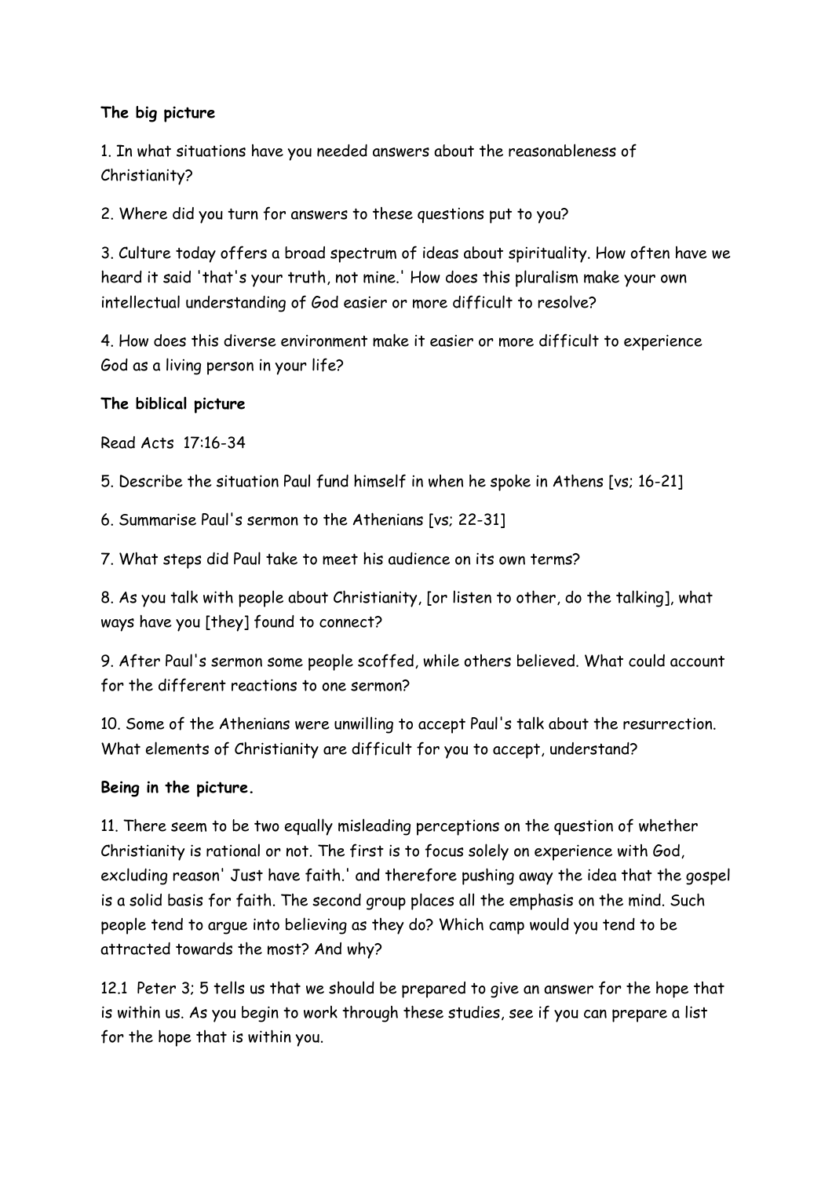**The big picture**

1. In what situations have you needed answers about the reasonableness of Christianity?

2. Where did you turn for answers to these questions put to you?

3. Culture today offers a broad spectrum of ideas about spirituality. How often have we heard it said 'that's your truth, not mine.' How does this pluralism make your own intellectual understanding of God easier or more difficult to resolve?

4. How does this diverse environment make it easier or more difficult to experience God as a living person in your life?

**The biblical picture**

Read Acts 17:16-34

5. Describe the situation Paul fund himself in when he spoke in Athens [vs; 16-21]

6. Summarise Paul's sermon to the Athenians [vs; 22-31]

7. What steps did Paul take to meet his audience on its own terms?

8. As you talk with people about Christianity, [or listen to other, do the talking], what ways have you [they] found to connect?

9. After Paul's sermon some people scoffed, while others believed. What could account for the different reactions to one sermon?

10. Some of the Athenians were unwilling to accept Paul's talk about the resurrection. What elements of Christianity are difficult for you to accept, understand?

**Being in the picture.**

11. There seem to be two equally misleading perceptions on the question of whether Christianity is rational or not. The first is to focus solely on experience with God, excluding reason' Just have faith.' and therefore pushing away the idea that the gospel is a solid basis for faith. The second group places all the emphasis on the mind. Such people tend to argue into believing as they do? Which camp would you tend to be attracted towards the most? And why?

12.1 Peter 3; 5 tells us that we should be prepared to give an answer for the hope that is within us. As you begin to work through these studies, see if you can prepare a list for the hope that is within you.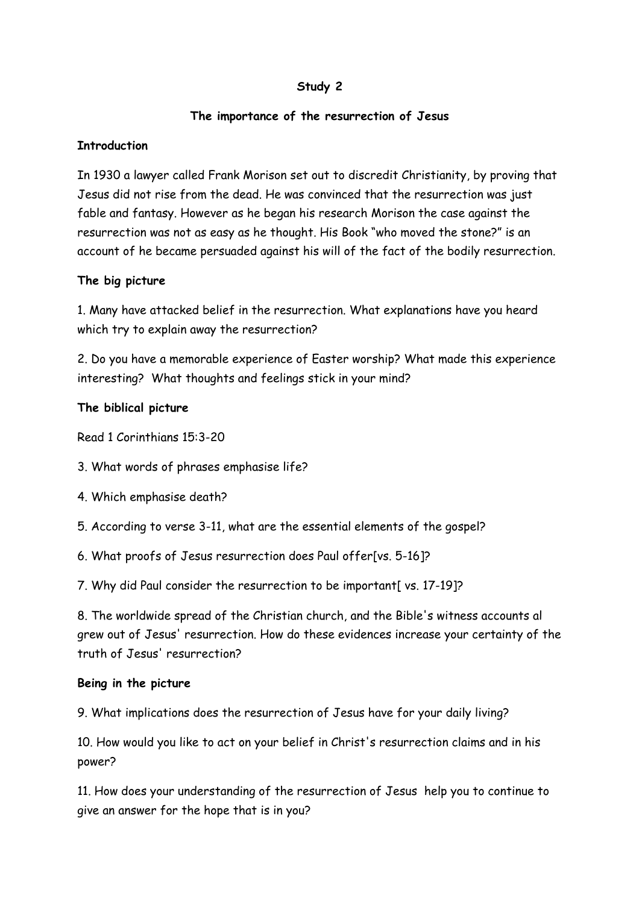**Study 2**

**The importance of the resurrection of Jesus**

**Introduction**

In 1930 a lawyer called Frank Morison set out to discredit Christianity, by proving that Jesus did not rise from the dead. He was convinced that the resurrection was just fable and fantasy. However as he began his research Morison the case against the resurrection was not as easy as he thought. His Book "who moved the stone?" is an account of he became persuaded against his will of the fact of the bodily resurrection.

**The big picture**

1. Many have attacked belief in the resurrection. What explanations have you heard which try to explain away the resurrection?

2. Do you have a memorable experience of Easter worship? What made this experience interesting? What thoughts and feelings stick in your mind?

**The biblical picture**

Read 1 Corinthians 15:3-20

3. What words of phrases emphasise life?

4. Which emphasise death?

5. According to verse 3-11, what are the essential elements of the gospel?

6. What proofs of Jesus resurrection does Paul offer[vs. 5-16]?

7. Why did Paul consider the resurrection to be important[ vs. 17-19]?

8. The worldwide spread of the Christian church, and the Bible's witness accounts al grew out of Jesus' resurrection. How do these evidences increase your certainty of the truth of Jesus' resurrection?

**Being in the picture**

9. What implications does the resurrection of Jesus have for your daily living?

10. How would you like to act on your belief in Christ's resurrection claims and in his power?

11. How does your understanding of the resurrection of Jesus help you to continue to give an answer for the hope that is in you?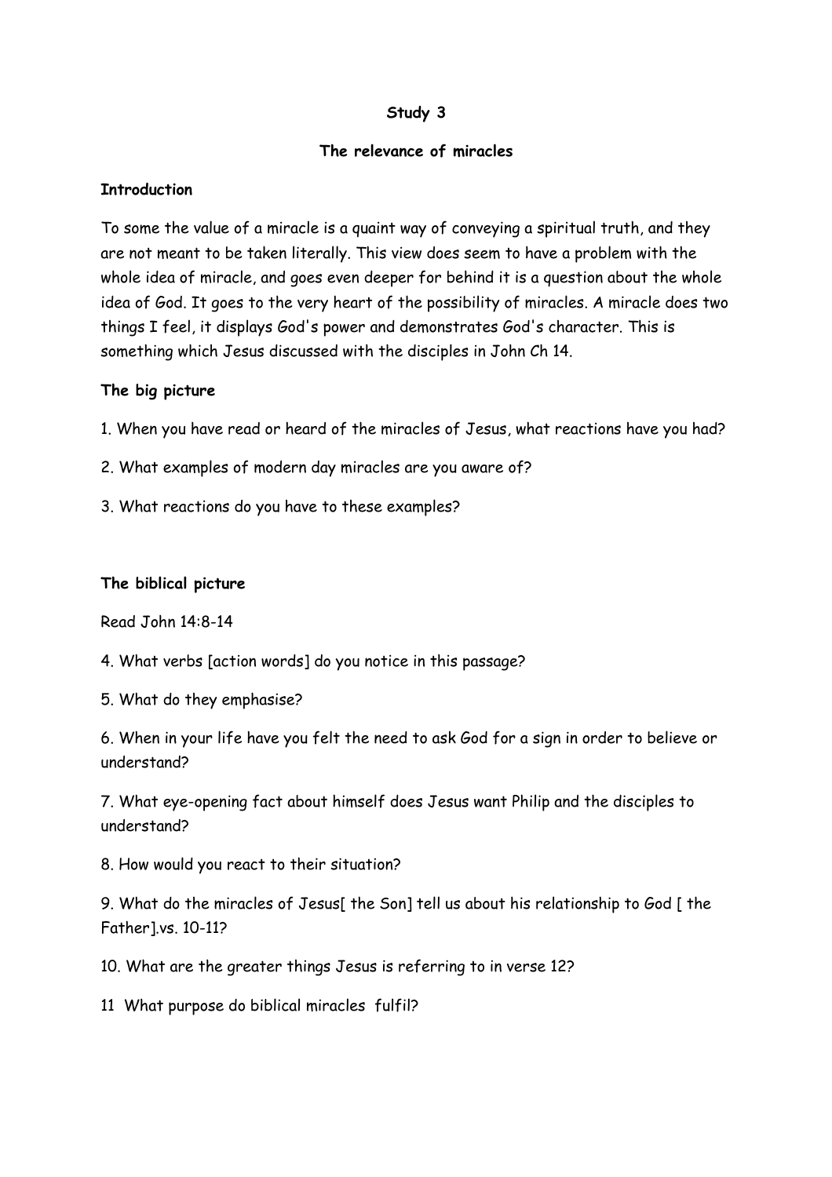**Study 3**

**The relevance of miracles**

**Introduction**

To some the value of a miracle is a quaint way of conveying a spiritual truth, and they are not meant to be taken literally. This view does seem to have a problem with the whole idea of miracle, and goes even deeper for behind it is a question about the whole idea of God. It goes to the very heart of the possibility of miracles. A miracle does two things I feel, it displays God's power and demonstrates God's character. This is something which Jesus discussed with the disciples in John Ch 14.

**The big picture**

1. When you have read or heard of the miracles of Jesus, what reactions have you had?

2. What examples of modern day miracles are you aware of?

3. What reactions do you have to these examples?

**The biblical picture**

Read John 14:8-14

4. What verbs [action words] do you notice in this passage?

5. What do they emphasise?

6. When in your life have you felt the need to ask God for a sign in order to believe or understand?

7. What eye-opening fact about himself does Jesus want Philip and the disciples to understand?

8. How would you react to their situation?

9. What do the miracles of Jesus[ the Son] tell us about his relationship to God [ the Father].vs. 10-11?

10. What are the greater things Jesus is referring to in verse 12?

11 What purpose do biblical miracles fulfil?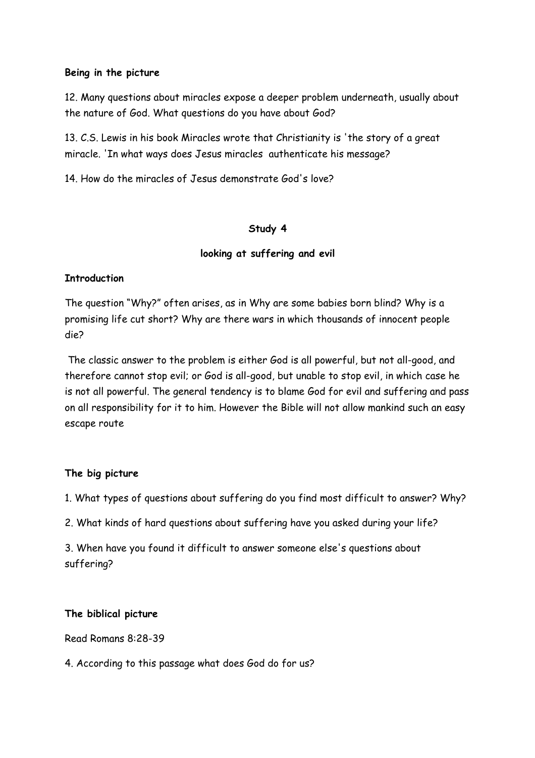**Being in the picture**

12. Many questions about miracles expose a deeper problem underneath, usually about the nature of God. What questions do you have about God?

13. C.S. Lewis in his book Miracles wrote that Christianity is 'the story of a great miracle. 'In what ways does Jesus miracles authenticate his message?

14. How do the miracles of Jesus demonstrate God's love?

## Study 4

### looking at suffering and evil

**Introduction**

The question "Why?" often arises, as in Why are some babies born blind? Why is a promising life cut short? Why are there wars in which thousands of innocent people die?

The classic answer to the problem is either God is all powerful, but not all-good, and therefore cannot stop evil; or God is all-good, but unable to stop evil, in which case he is not all powerful. The general tendency is to blame God for evil and suffering and pass on all responsibility for it to him. However the Bible will not allow mankind such an easy escape route

**The big picture**

1. What types of questions about suffering do you find most difficult to answer? Why?

2. What kinds of hard questions about suffering have you asked during your life?

3. When have you found it difficult to answer someone else's questions about suffering?

**The biblical picture**

Read Romans 8:28-39

4. According to this passage what does God do for us?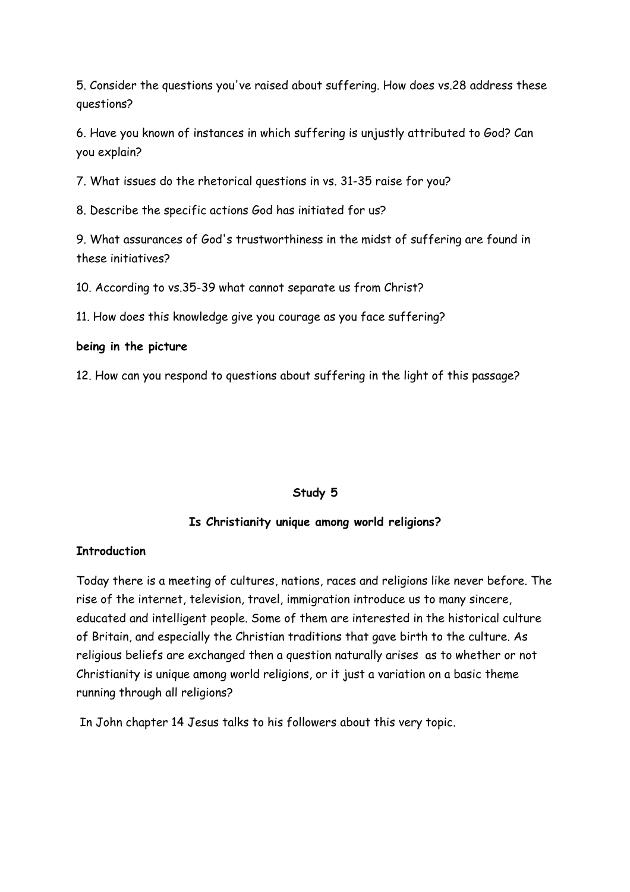5. Consider the questions you've raised about suffering. How does vs.28 address these questions?

6. Have you known of instances in which suffering is unjustly attributed to God? Can you explain?

7. What issues do the rhetorical questions in vs. 31-35 raise for you?

8. Describe the specific actions God has initiated for us?

9. What assurances of God's trustworthiness in the midst of suffering are found in these initiatives?

10. According to vs.35-39 what cannot separate us from Christ?

11. How does this knowledge give you courage as you face suffering?

**being in the picture**

12. How can you respond to questions about suffering in the light of this passage?

## Study 5

### Is Christianity unique among world religions?

**Introduction**

Today there is a meeting of cultures, nations, races and religions like never before. The rise of the internet, television, travel, immigration introduce us to many sincere, educated and intelligent people. Some of them are interested in the historical culture of Britain, and especially the Christian traditions that gave birth to the culture. As religious beliefs are exchanged then a question naturally arises as to whether or not Christianity is unique among world religions, or it just a variation on a basic theme running through all religions?

In John chapter 14 Jesus talks to his followers about this very topic.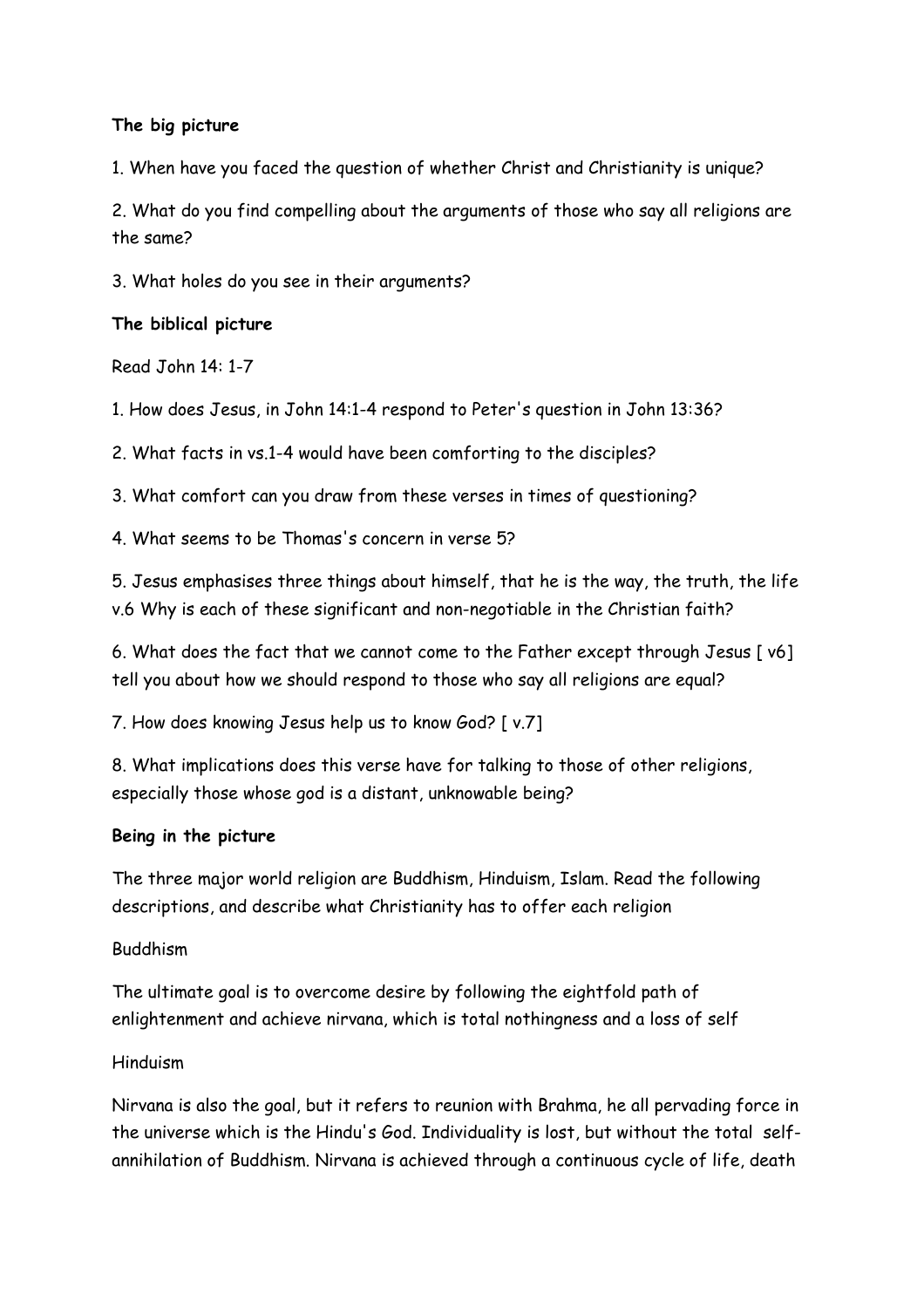**The big picture**

1. When have you faced the question of whether Christ and Christianity is unique?

2. What do you find compelling about the arguments of those who say all religions are the same?

3. What holes do you see in their arguments?

**The biblical picture**

Read John 14: 1-7

1. How does Jesus, in John 14:1-4 respond to Peter's question in John 13:36?

2. What facts in vs.1-4 would have been comforting to the disciples?

3. What comfort can you draw from these verses in times of questioning?

4. What seems to be Thomas's concern in verse 5?

5. Jesus emphasises three things about himself, that he is the way, the truth, the life v.6 Why is each of these significant and non-negotiable in the Christian faith?

6. What does the fact that we cannot come to the Father except through Jesus [ v6] tell you about how we should respond to those who say all religions are equal?

7. How does knowing Jesus help us to know God? [ v.7]

8. What implications does this verse have for talking to those of other religions, especially those whose god is a distant, unknowable being?

**Being in the picture**

The three major world religion are Buddhism, Hinduism, Islam. Read the following descriptions, and describe what Christianity has to offer each religion

Buddhism

The ultimate goal is to overcome desire by following the eightfold path of enlightenment and achieve nirvana, which is total nothingness and a loss of self

Hinduism

Nirvana is also the goal, but it refers to reunion with Brahma, he all pervading force in the universe which is the Hindu's God. Individuality is lost, but without the total self-annihilation of Buddhism. Nirvana is achieved through a continuous cycle of life, death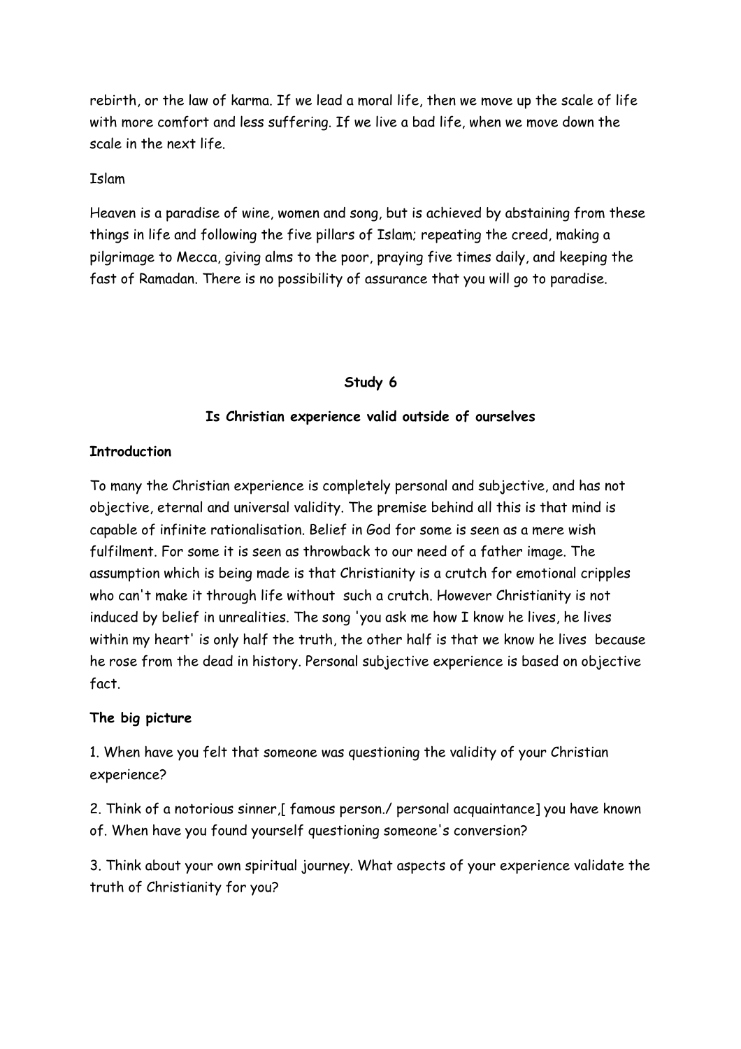rebirth, or the law of karma. If we lead a moral life, then we move up the scale of life with more comfort and less suffering. If we live a bad life, when we move down the scale in the next life.

Islam

Heaven is a paradise of wine, women and song, but is achieved by abstaining from these things in life and following the five pillars of Islam; repeating the creed, making a pilgrimage to Mecca, giving alms to the poor, praying five times daily, and keeping the fast of Ramadan. There is no possibility of assurance that you will go to paradise.

## Study 6

### Is Christian experience valid outside of ourselves

**Introduction**

To many the Christian experience is completely personal and subjective, and has not objective, eternal and universal validity. The premise behind all this is that mind is capable of infinite rationalisation. Belief in God for some is seen as a mere wish fulfilment. For some it is seen as throwback to our need of a father image. The assumption which is being made is that Christianity is a crutch for emotional cripples who can't make it through life without such a crutch. However Christianity is not induced by belief in unrealities. The song 'you ask me how I know he lives, he lives within my heart' is only half the truth, the other half is that we know he lives because he rose from the dead in history. Personal subjective experience is based on objective fact.

**The big picture**

1. When have you felt that someone was questioning the validity of your Christian experience?

2. Think of a notorious sinner,[ famous person./ personal acquaintance] you have known of. When have you found yourself questioning someone's conversion?

3. Think about your own spiritual journey. What aspects of your experience validate the truth of Christianity for you?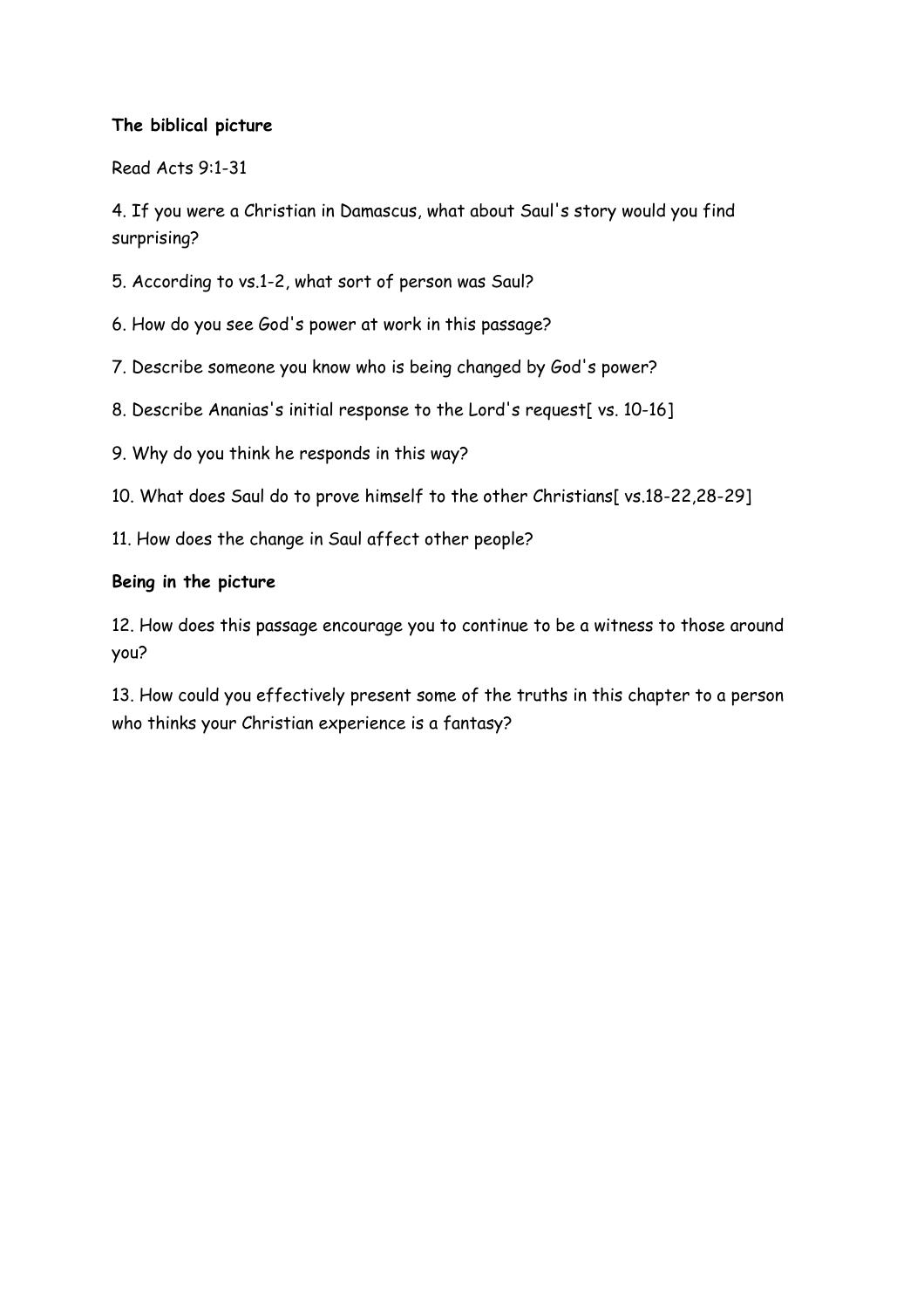**The biblical picture**

Read Acts 9:1-31

4. If you were a Christian in Damascus, what about Saul's story would you find surprising?

5. According to vs.1-2, what sort of person was Saul?

6. How do you see God's power at work in this passage?

7. Describe someone you know who is being changed by God's power?

8. Describe Ananias's initial response to the Lord's request[ vs. 10-16]

9. Why do you think he responds in this way?

10. What does Saul do to prove himself to the other Christians[ vs.18-22,28-29]

11. How does the change in Saul affect other people?

**Being in the picture**

12. How does this passage encourage you to continue to be a witness to those around you?

13. How could you effectively present some of the truths in this chapter to a person who thinks your Christian experience is a fantasy?